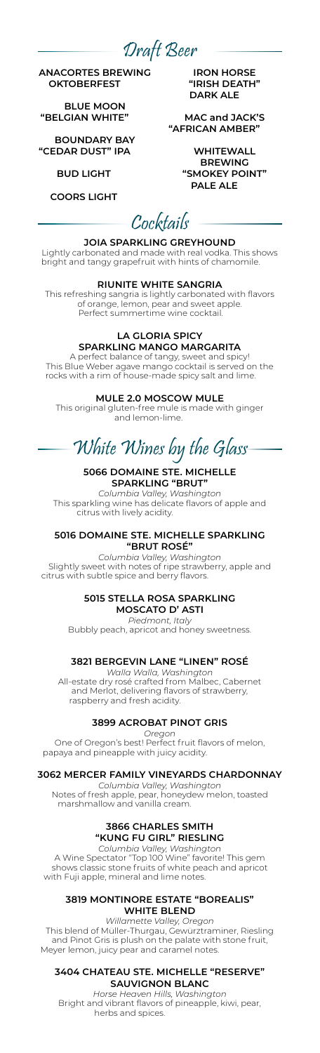# Draft Beer

**ANACORTES BREWING OKTOBERFEST**

**BLUE MOON "BELGIAN WHITE"**

**BOUNDARY BAY "CEDAR DUST" IPA**

**BUD LIGHT**

**COORS LIGHT**

**IRON HORSE "IRISH DEATH" DARK ALE**

**MAC and JACK'S "AFRICAN AMBER"**

**WHITEWALL BREWING "SMOKEY POINT" PALE ALE**

# Cocktails

**JOIA SPARKLING GREYHOUND**
Lightly carbonated and made with real vodka. This shows bright and tangy grapefruit with hints of chamomile.

**RIUNITE WHITE SANGRIA**
This refreshing sangria is lightly carbonated with flavors of orange, lemon, pear and sweet apple. Perfect summertime wine cocktail.

**LA GLORIA SPICY SPARKLING MANGO MARGARITA**
A perfect balance of tangy, sweet and spicy! This Blue Weber agave mango cocktail is served on the rocks with a rim of house-made spicy salt and lime.

**MULE 2.0 MOSCOW MULE**
This original gluten-free mule is made with ginger and lemon-lime.

# White Wines by the Glass

**5066 DOMAINE STE. MICHELLE SPARKLING "BRUT"**
*Columbia Valley, Washington*
This sparkling wine has delicate flavors of apple and citrus with lively acidity.

**5016 DOMAINE STE. MICHELLE SPARKLING "BRUT ROSÉ"**
*Columbia Valley, Washington*
Slightly sweet with notes of ripe strawberry, apple and citrus with subtle spice and berry flavors.

**5015 STELLA ROSA SPARKLING MOSCATO D' ASTI**
*Piedmont, Italy*
Bubbly peach, apricot and honey sweetness.

**3821 BERGEVIN LANE "LINEN" ROSÉ**
*Walla Walla, Washington*
All-estate dry rosé crafted from Malbec, Cabernet and Merlot, delivering flavors of strawberry, raspberry and fresh acidity.

**3899 ACROBAT PINOT GRIS**
*Oregon*
One of Oregon's best! Perfect fruit flavors of melon, papaya and pineapple with juicy acidity.

**3062 MERCER FAMILY VINEYARDS CHARDONNAY**
*Columbia Valley, Washington*
Notes of fresh apple, pear, honeydew melon, toasted marshmallow and vanilla cream.

**3866 CHARLES SMITH "KUNG FU GIRL" RIESLING**
*Columbia Valley, Washington*
A Wine Spectator "Top 100 Wine" favorite! This gem shows classic stone fruits of white peach and apricot with Fuji apple, mineral and lime notes.

**3819 MONTINORE ESTATE "BOREALIS" WHITE BLEND**
*Willamette Valley, Oregon*
This blend of Müller-Thurgau, Gewürztraminer, Riesling and Pinot Gris is plush on the palate with stone fruit, Meyer lemon, juicy pear and caramel notes.

**3404 CHATEAU STE. MICHELLE "RESERVE" SAUVIGNON BLANC**
*Horse Heaven Hills, Washington*
Bright and vibrant flavors of pineapple, kiwi, pear, herbs and spices.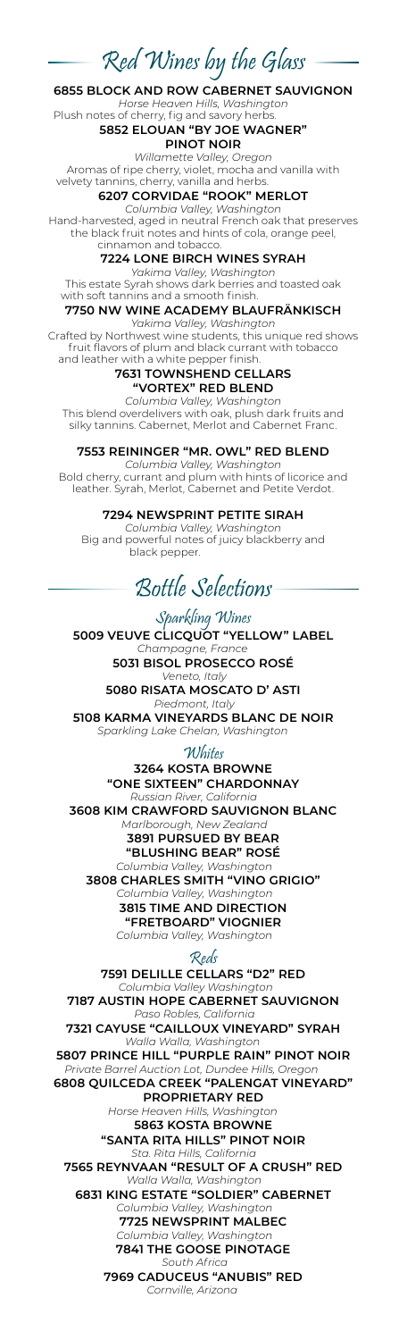# Red Wines by the Glass

**6855 BLOCK AND ROW CABERNET SAUVIGNON**
*Horse Heaven Hills, Washington*
Plush notes of cherry, fig and savory herbs.

**5852 ELOUAN "BY JOE WAGNER" PINOT NOIR**
*Willamette Valley, Oregon*
Aromas of ripe cherry, violet, mocha and vanilla with velvety tannins, cherry, vanilla and herbs.

**6207 CORVIDAE "ROOK" MERLOT**
*Columbia Valley, Washington*
Hand-harvested, aged in neutral French oak that preserves the black fruit notes and hints of cola, orange peel, cinnamon and tobacco.

**7224 LONE BIRCH WINES SYRAH**
*Yakima Valley, Washington*
This estate Syrah shows dark berries and toasted oak with soft tannins and a smooth finish.

**7750 NW WINE ACADEMY BLAUFRÄNKISCH**
*Yakima Valley, Washington*
Crafted by Northwest wine students, this unique red shows fruit flavors of plum and black currant with tobacco and leather with a white pepper finish.

**7631 TOWNSHEND CELLARS "VORTEX" RED BLEND**
*Columbia Valley, Washington*
This blend overdelivers with oak, plush dark fruits and silky tannins. Cabernet, Merlot and Cabernet Franc.

**7553 REININGER "MR. OWL" RED BLEND**
*Columbia Valley, Washington*
Bold cherry, currant and plum with hints of licorice and leather. Syrah, Merlot, Cabernet and Petite Verdot.

**7294 NEWSPRINT PETITE SIRAH**
*Columbia Valley, Washington*
Big and powerful notes of juicy blackberry and black pepper.

# Bottle Selections

## Sparkling Wines

**5009 VEUVE CLICQUOT "YELLOW" LABEL**
*Champagne, France*

**5031 BISOL PROSECCO ROSÉ**
*Veneto, Italy*

**5080 RISATA MOSCATO D' ASTI**
*Piedmont, Italy*

**5108 KARMA VINEYARDS BLANC DE NOIR**
*Sparkling Lake Chelan, Washington*

## Whites

**3264 KOSTA BROWNE "ONE SIXTEEN" CHARDONNAY**
*Russian River, California*

**3608 KIM CRAWFORD SAUVIGNON BLANC**
*Marlborough, New Zealand*

**3891 PURSUED BY BEAR "BLUSHING BEAR" ROSÉ**
*Columbia Valley, Washington*

**3808 CHARLES SMITH "VINO GRIGIO"**
*Columbia Valley, Washington*

**3815 TIME AND DIRECTION "FRETBOARD" VIOGNIER**
*Columbia Valley, Washington*

## Reds

**7591 DELILLE CELLARS "D2" RED**
*Columbia Valley Washington*

**7187 AUSTIN HOPE CABERNET SAUVIGNON**
*Paso Robles, California*

**7321 CAYUSE "CAILLOUX VINEYARD" SYRAH**
*Walla Walla, Washington*

**5807 PRINCE HILL "PURPLE RAIN" PINOT NOIR**
*Private Barrel Auction Lot, Dundee Hills, Oregon*

**6808 QUILCEDA CREEK "PALENGAT VINEYARD" PROPRIETARY RED**
*Horse Heaven Hills, Washington*

**5863 KOSTA BROWNE "SANTA RITA HILLS" PINOT NOIR**
*Sta. Rita Hills, California*

**7565 REYNVAAN "RESULT OF A CRUSH" RED**
*Walla Walla, Washington*

**6831 KING ESTATE "SOLDIER" CABERNET**
*Columbia Valley, Washington*

**7725 NEWSPRINT MALBEC**
*Columbia Valley, Washington*

**7841 THE GOOSE PINOTAGE**
*South Africa*

**7969 CADUCEUS "ANUBIS" RED**
*Cornville, Arizona*